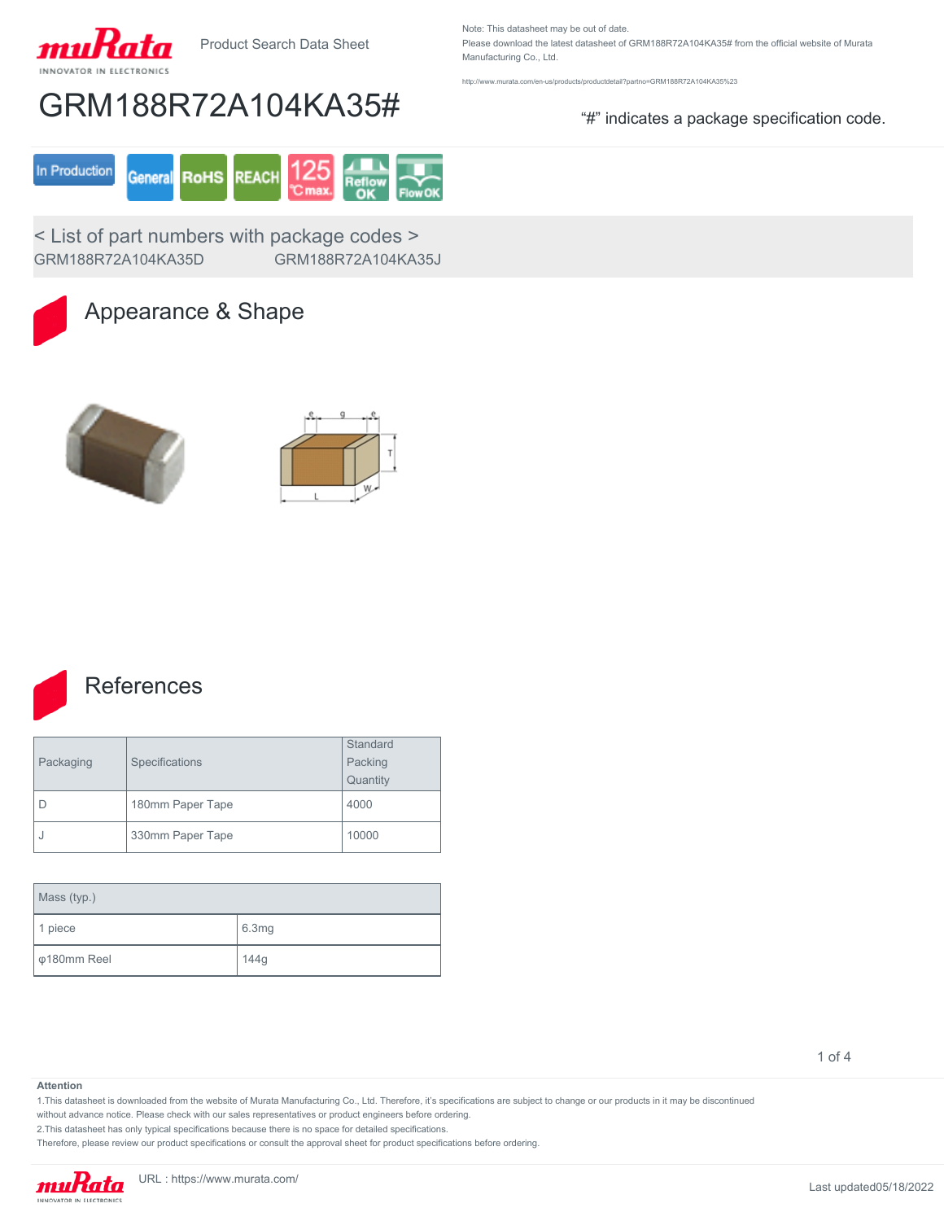Product Search Data Sheet

Note: This datasheet may be out of date.
Please download the latest datasheet of GRM188R72A104KA35# from the official website of Murata Manufacturing Co., Ltd.

http://www.murata.com/en-us/products/productdetail?partno=GRM188R72A104KA35%23

# GRM188R72A104KA35#

"#" indicates a package specification code.

In Production | General | RoHS | REACH | 125 °C max. | Reflow OK | Flow OK

< List of part numbers with package codes >
GRM188R72A104KA35D GRM188R72A104KA35J

## Appearance & Shape

## References

| Packaging | Specifications | Standard Packing Quantity |
|---|---|---|
| D | 180mm Paper Tape | 4000 |
| J | 330mm Paper Tape | 10000 |

| Mass (typ.) | |
|---|---|
| 1 piece | 6.3mg |
| φ180mm Reel | 144g |

**Attention**
1.This datasheet is downloaded from the website of Murata Manufacturing Co., Ltd. Therefore, it's specifications are subject to change or our products in it may be discontinued without advance notice. Please check with our sales representatives or product engineers before ordering.
2.This datasheet has only typical specifications because there is no space for detailed specifications.
Therefore, please review our product specifications or consult the approval sheet for product specifications before ordering.

URL : https://www.murata.com/

Last updated05/18/2022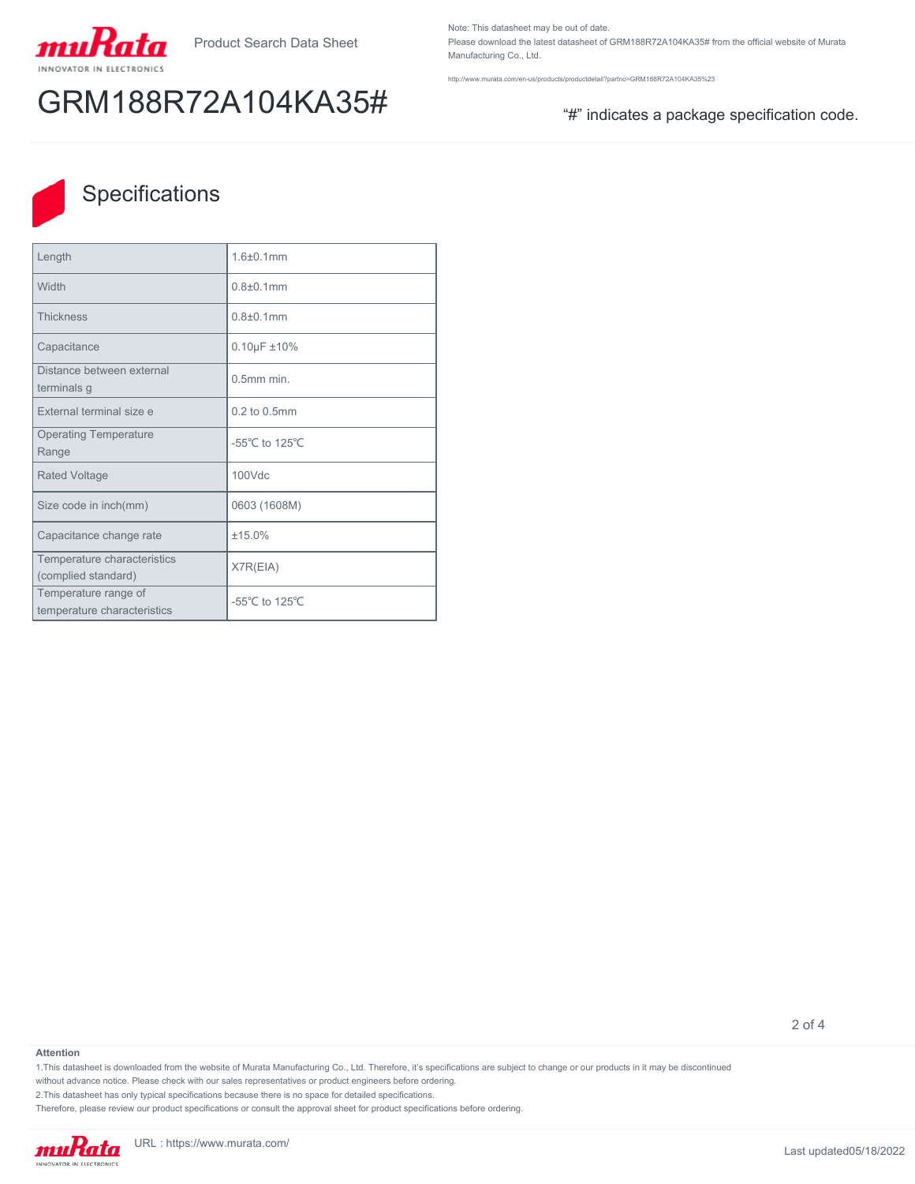Product Search Data Sheet

Note: This datasheet may be out of date.
Please download the latest datasheet of GRM188R72A104KA35# from the official website of Murata Manufacturing Co., Ltd.

http://www.murata.com/en-us/products/productdetail?partno=GRM188R72A104KA35%23

# GRM188R72A104KA35#

"#" indicates a package specification code.

## Specifications

| | |
|---|---|
| Length | 1.6±0.1mm |
| Width | 0.8±0.1mm |
| Thickness | 0.8±0.1mm |
| Capacitance | 0.10μF ±10% |
| Distance between external terminals g | 0.5mm min. |
| External terminal size e | 0.2 to 0.5mm |
| Operating Temperature Range | -55℃ to 125℃ |
| Rated Voltage | 100Vdc |
| Size code in inch(mm) | 0603 (1608M) |
| Capacitance change rate | ±15.0% |
| Temperature characteristics (complied standard) | X7R(EIA) |
| Temperature range of temperature characteristics | -55℃ to 125℃ |

**Attention**

1.This datasheet is downloaded from the website of Murata Manufacturing Co., Ltd. Therefore, it's specifications are subject to change or our products in it may be discontinued without advance notice. Please check with our sales representatives or product engineers before ordering.
2.This datasheet has only typical specifications because there is no space for detailed specifications.
Therefore, please review our product specifications or consult the approval sheet for product specifications before ordering.

URL : https://www.murata.com/

Last updated05/18/2022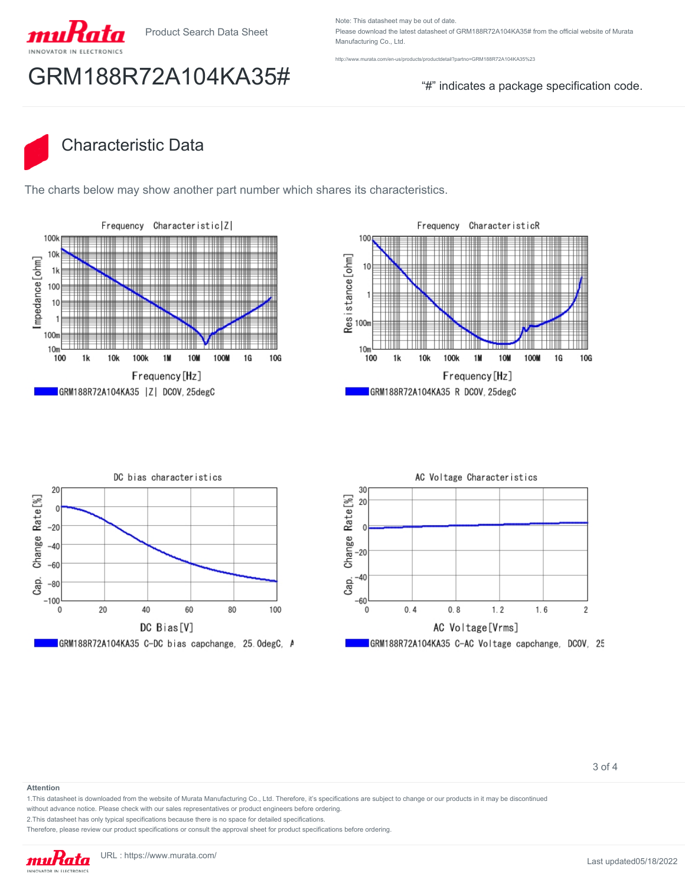Product Search Data Sheet

Note: This datasheet may be out of date.
Please download the latest datasheet of GRM188R72A104KA35# from the official website of Murata Manufacturing Co., Ltd.

http://www.murata.com/en-us/products/productdetail?partno=GRM188R72A104KA35%23

# GRM188R72A104KA35#

"#" indicates a package specification code.

## Characteristic Data

The charts below may show another part number which shares its characteristics.

Frequency Characteristic|Z|

GRM188R72A104KA35 |Z| DCOV, 25degC

Frequency CharacteristicR

GRM188R72A104KA35 R DCOV, 25degC

DC bias characteristics

GRM188R72A104KA35 C-DC bias capchange, 25.0degC, A

AC Voltage Characteristics

GRM188R72A104KA35 C-AC Voltage capchange, DCOV, 25

**Attention**

1.This datasheet is downloaded from the website of Murata Manufacturing Co., Ltd. Therefore, it's specifications are subject to change or our products in it may be discontinued without advance notice. Please check with our sales representatives or product engineers before ordering.
2.This datasheet has only typical specifications because there is no space for detailed specifications.
Therefore, please review our product specifications or consult the approval sheet for product specifications before ordering.

URL : https://www.murata.com/

Last updated05/18/2022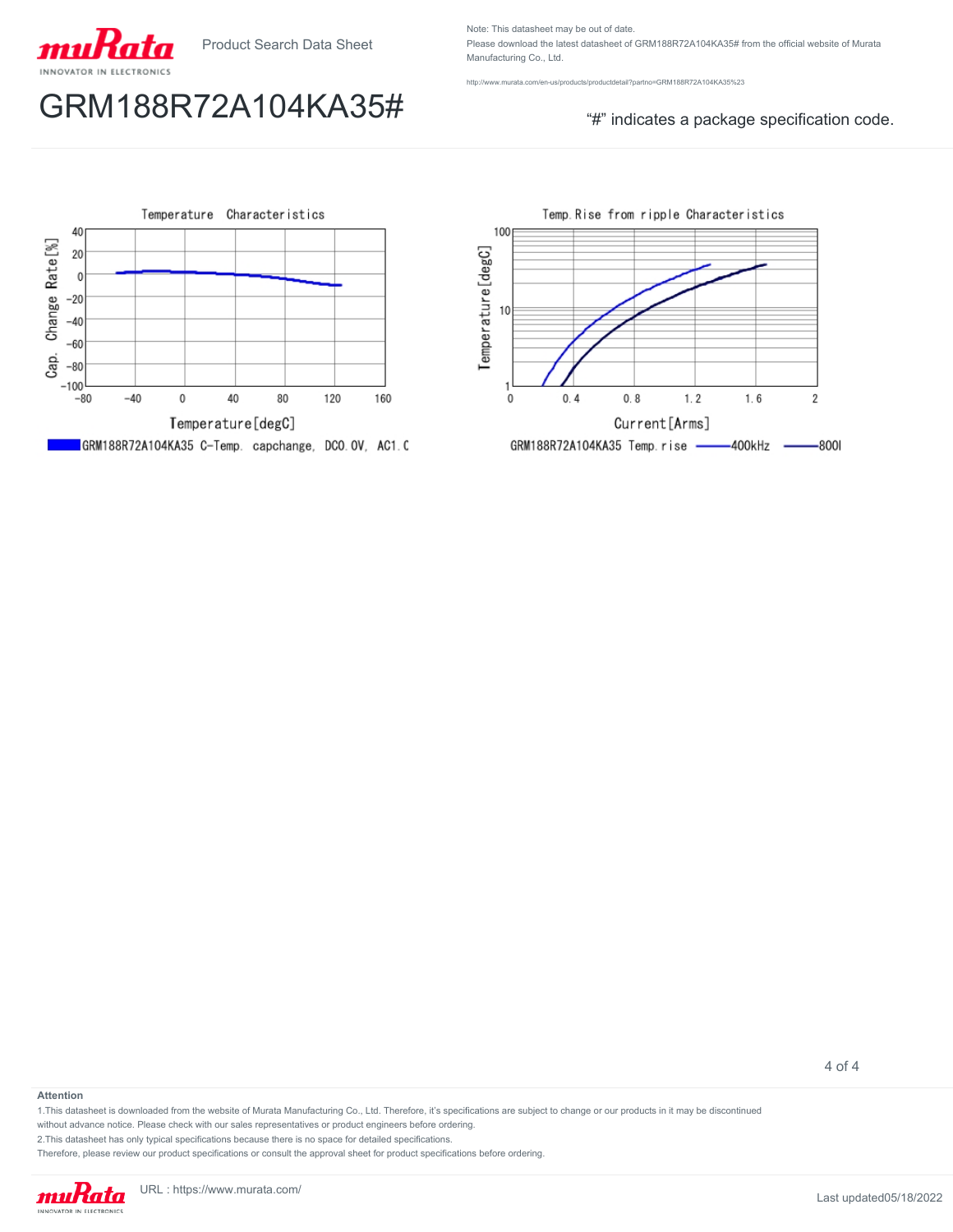Product Search Data Sheet

Note: This datasheet may be out of date.
Please download the latest datasheet of GRM188R72A104KA35# from the official website of Murata Manufacturing Co., Ltd.

http://www.murata.com/en-us/products/productdetail?partno=GRM188R72A104KA35%23

# GRM188R72A104KA35#

"#" indicates a package specification code.

Temperature Characteristics

Cap. Change Rate[%]

40
20
0
-20
-40
-60
-80
-100

-80 -40 0 40 80 120 160

Temperature[degC]

GRM188R72A104KA35 C-Temp. capchange, DC0.0V, AC1.C

Temp.Rise from ripple Characteristics

Temperature[degC]

100
10
1

0 0.4 0.8 1.2 1.6 2

Current[Arms]

GRM188R72A104KA35 Temp.rise 400kHz 800l

**Attention**

1.This datasheet is downloaded from the website of Murata Manufacturing Co., Ltd. Therefore, it's specifications are subject to change or our products in it may be discontinued without advance notice. Please check with our sales representatives or product engineers before ordering.

2.This datasheet has only typical specifications because there is no space for detailed specifications.

Therefore, please review our product specifications or consult the approval sheet for product specifications before ordering.

URL : https://www.murata.com/

Last updated05/18/2022